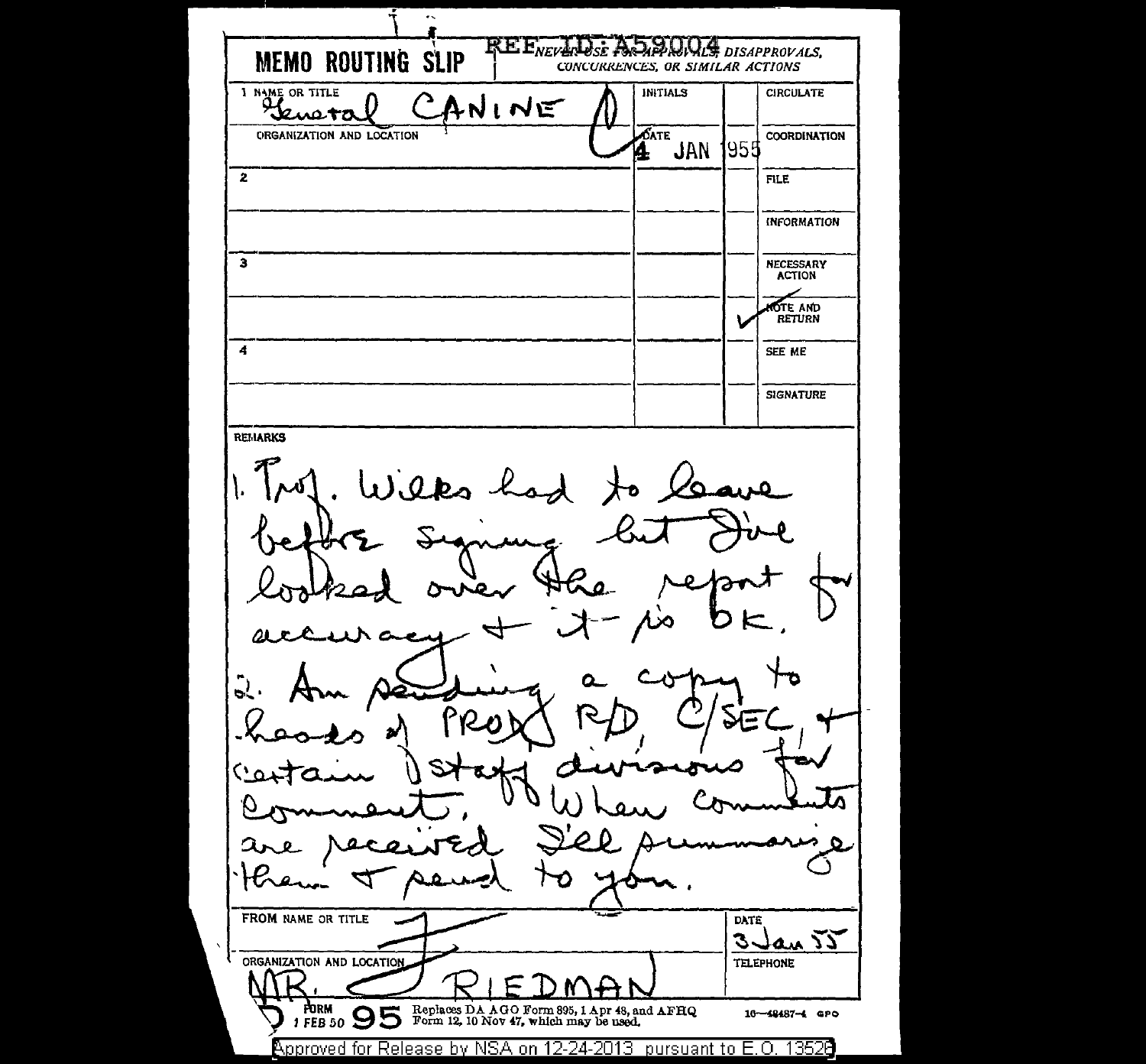# MEMO ROUTING SLIP

REF ID:A58004

*NEVER USE FOR APPROVALS, DISAPPROVALS, CONCURRENCES, OR SIMILAR ACTIONS*

| NAME OR TITLE | INITIALS | | |
|---|---|---|---|
| 1 General CANINE | | | CIRCULATE |
| ORGANIZATION AND LOCATION | DATE 4 JAN 1955 | | COORDINATION |
| 2 | | | FILE |
| | | | INFORMATION |
| 3 | | | NECESSARY ACTION |
| | | ✓ | NOTE AND RETURN |
| 4 | | | SEE ME |
| | | | SIGNATURE |

**REMARKS**

1. Prof. Wilks had to leave before signing but I've looked over the report for accuracy + it is OK.

2. Am sending a copy to heads of PROD, R/D, C/SEC, + certain staff divisions for comment. When comments are received I'll summarize them + send to you.

| FROM NAME OR TITLE | DATE |
|---|---|
| F | 3 Jan 55 |
| ORGANIZATION AND LOCATION | TELEPHONE |
| MR. FRIEDMAN | |

DD FORM 95 1 FEB 50 — Replaces DA AGO Form 895, 1 Apr 48, and AFHQ Form 12, 10 Nov 47, which may be used. 16—48487-4 GPO

Approved for Release by NSA on 12-24-2013 pursuant to E.O. 13526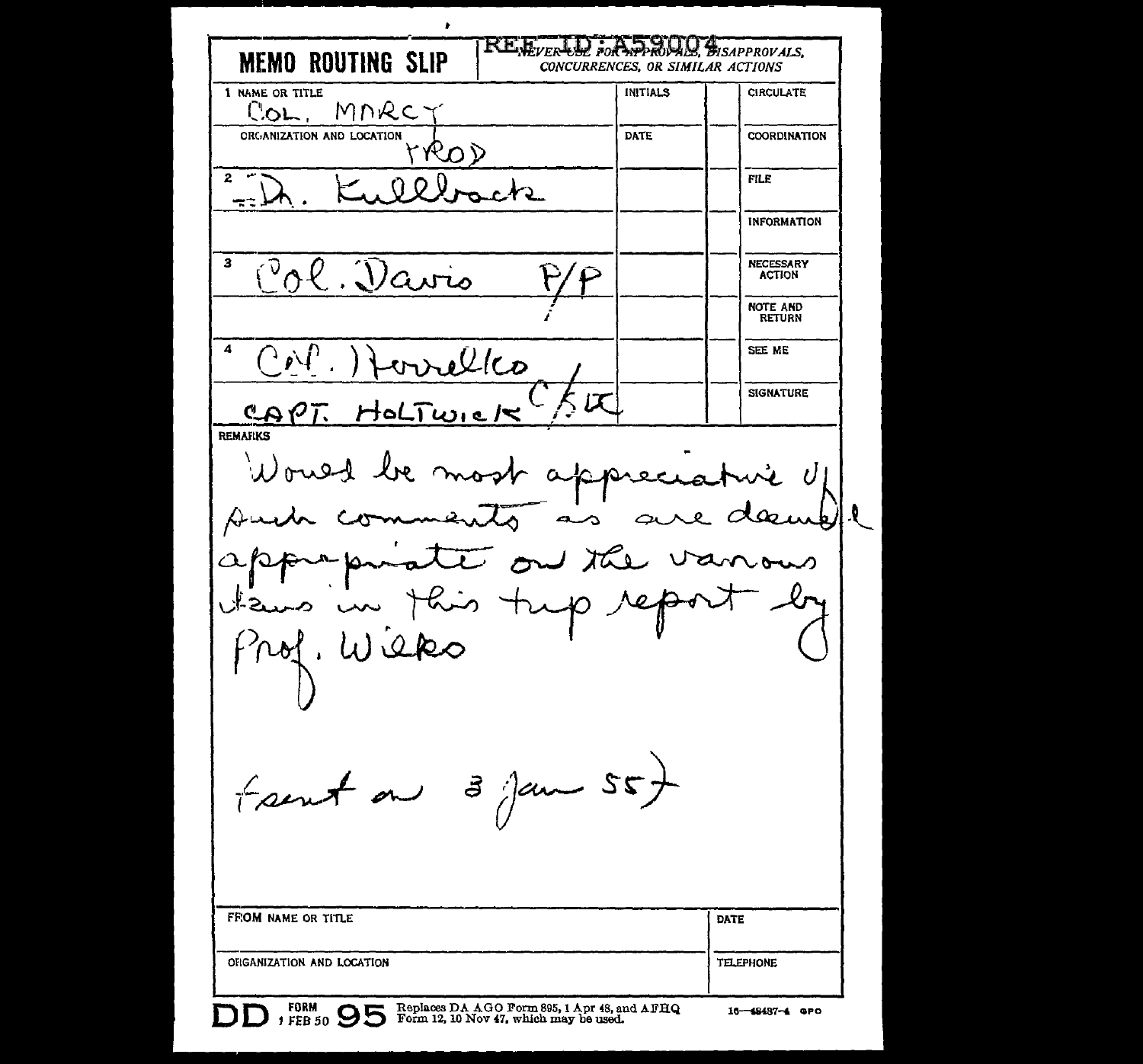REF ID:A59004

# MEMO ROUTING SLIP

*NEVER USE FOR APPROVALS, DISAPPROVALS, CONCURRENCES, OR SIMILAR ACTIONS*

| | NAME OR TITLE | INITIALS | | |
|---|---|---|---|---|
| 1 | Col. Marcy | | | CIRCULATE |
| | ORGANIZATION AND LOCATION: PROD | DATE | | COORDINATION |
| 2 | Dr. Kullback | | | FILE |
| | | | | INFORMATION |
| 3 | Col. Davis P/P | | | NECESSARY ACTION |
| | | | | NOTE AND RETURN |
| 4 | Col. Horrelko | | | SEE ME |
| | CAPT. HOLTWICK C/S LT | | | SIGNATURE |

REMARKS

Would be most appreciative of such comments as are deemed appropriate on the various items in this trip report by Prof. Wilks

(sent on 3 Jan 55)

| FROM NAME OR TITLE | DATE |
|---|---|
| ORGANIZATION AND LOCATION | TELEPHONE |

DD FORM 1 FEB 50 95 Replaces DA AGO Form 895, 1 Apr 48, and AFHQ Form 12, 10 Nov 47, which may be used.

16—48487-4 GPO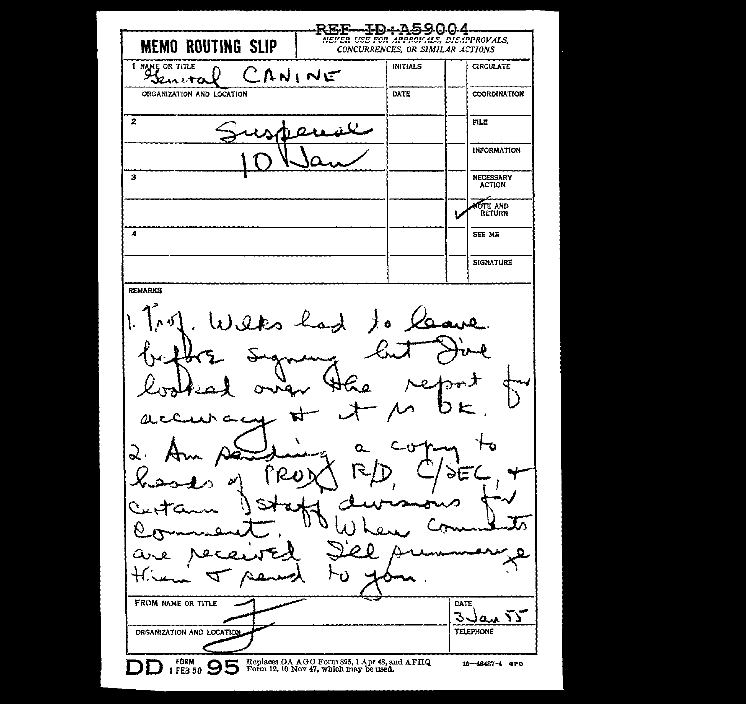REF ID:A59004

# MEMO ROUTING SLIP

*NEVER USE FOR APPROVALS, DISAPPROVALS, CONCURRENCES, OR SIMILAR ACTIONS*

| NAME OR TITLE / ORGANIZATION AND LOCATION | INITIALS / DATE | | ACTION |
|---|---|---|---|
| 1 General CANINE | | | CIRCULATE |
| | | | COORDINATION |
| 2 Suspense | | | FILE |
| 10 Jan | | | INFORMATION |
| 3 | | | NECESSARY ACTION |
| | | ✓ | NOTE AND RETURN |
| 4 | | | SEE ME |
| | | | SIGNATURE |

**REMARKS**

1. Prof. Wilks had to leave before signing but I've looked over the report for accuracy & it is OK.
2. Am sending a copy to heads of PROD, R/D, C/SEC, & certain staff divisions for comment. When comments are received I'll summarize them & send to you.

FROM NAME OR TITLE: J

ORGANIZATION AND LOCATION:

DATE: 3 Jan 55

TELEPHONE:

DD FORM 1 FEB 50 95 Replaces DA AGO Form 895, 1 Apr 48, and AFHQ Form 12, 10 Nov 47, which may be used. 16—48487-4 GPO